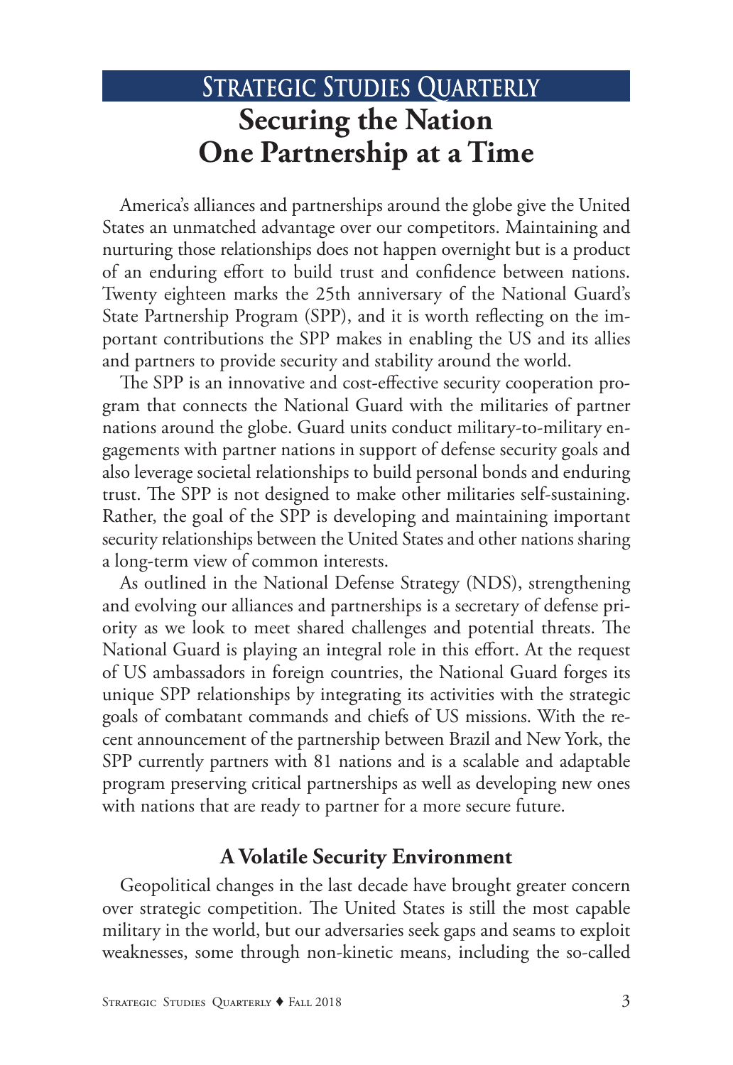# Securing the Nation One Partnership at a Time

America's alliances and partnerships around the globe give the United States an unmatched advantage over our competitors. Maintaining and nurturing those relationships does not happen overnight but is a product of an enduring effort to build trust and confidence between nations. Twenty eighteen marks the 25th anniversary of the National Guard's State Partnership Program (SPP), and it is worth reflecting on the important contributions the SPP makes in enabling the US and its allies and partners to provide security and stability around the world.

The SPP is an innovative and cost-effective security cooperation program that connects the National Guard with the militaries of partner nations around the globe. Guard units conduct military-to-military engagements with partner nations in support of defense security goals and also leverage societal relationships to build personal bonds and enduring trust. The SPP is not designed to make other militaries self-sustaining. Rather, the goal of the SPP is developing and maintaining important security relationships between the United States and other nations sharing a long-term view of common interests.

As outlined in the National Defense Strategy (NDS), strengthening and evolving our alliances and partnerships is a secretary of defense priority as we look to meet shared challenges and potential threats. The National Guard is playing an integral role in this effort. At the request of US ambassadors in foreign countries, the National Guard forges its unique SPP relationships by integrating its activities with the strategic goals of combatant commands and chiefs of US missions. With the recent announcement of the partnership between Brazil and New York, the SPP currently partners with 81 nations and is a scalable and adaptable program preserving critical partnerships as well as developing new ones with nations that are ready to partner for a more secure future.

## A Volatile Security Environment

Geopolitical changes in the last decade have brought greater concern over strategic competition. The United States is still the most capable military in the world, but our adversaries seek gaps and seams to exploit weaknesses, some through non-kinetic means, including the so-called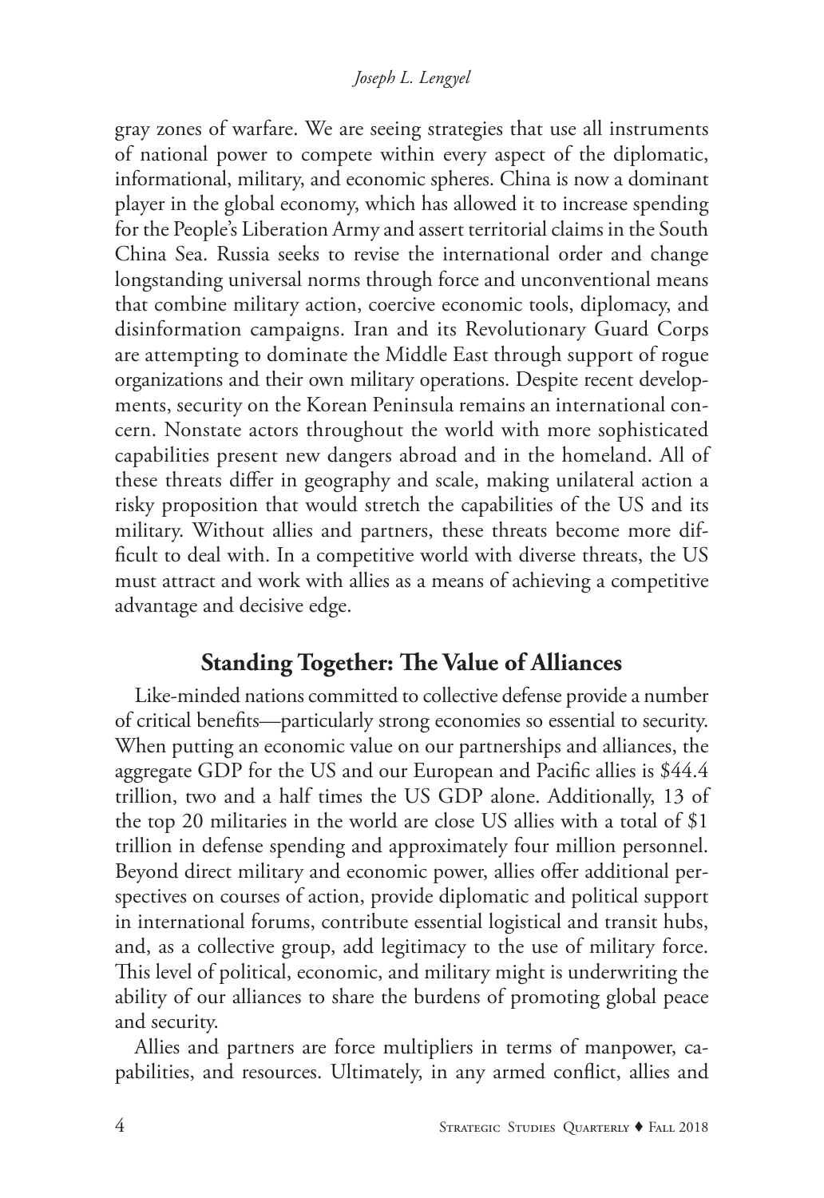gray zones of warfare. We are seeing strategies that use all instruments of national power to compete within every aspect of the diplomatic, informational, military, and economic spheres. China is now a dominant player in the global economy, which has allowed it to increase spending for the People's Liberation Army and assert territorial claims in the South China Sea. Russia seeks to revise the international order and change longstanding universal norms through force and unconventional means that combine military action, coercive economic tools, diplomacy, and disinformation campaigns. Iran and its Revolutionary Guard Corps are attempting to dominate the Middle East through support of rogue organizations and their own military operations. Despite recent developments, security on the Korean Peninsula remains an international concern. Nonstate actors throughout the world with more sophisticated capabilities present new dangers abroad and in the homeland. All of these threats differ in geography and scale, making unilateral action a risky proposition that would stretch the capabilities of the US and its military. Without allies and partners, these threats become more difficult to deal with. In a competitive world with diverse threats, the US must attract and work with allies as a means of achieving a competitive advantage and decisive edge.

## Standing Together: The Value of Alliances

Like-minded nations committed to collective defense provide a number of critical benefits—particularly strong economies so essential to security. When putting an economic value on our partnerships and alliances, the aggregate GDP for the US and our European and Pacific allies is $44.4 trillion, two and a half times the US GDP alone. Additionally, 13 of the top 20 militaries in the world are close US allies with a total of $1 trillion in defense spending and approximately four million personnel. Beyond direct military and economic power, allies offer additional perspectives on courses of action, provide diplomatic and political support in international forums, contribute essential logistical and transit hubs, and, as a collective group, add legitimacy to the use of military force. This level of political, economic, and military might is underwriting the ability of our alliances to share the burdens of promoting global peace and security.

Allies and partners are force multipliers in terms of manpower, capabilities, and resources. Ultimately, in any armed conflict, allies and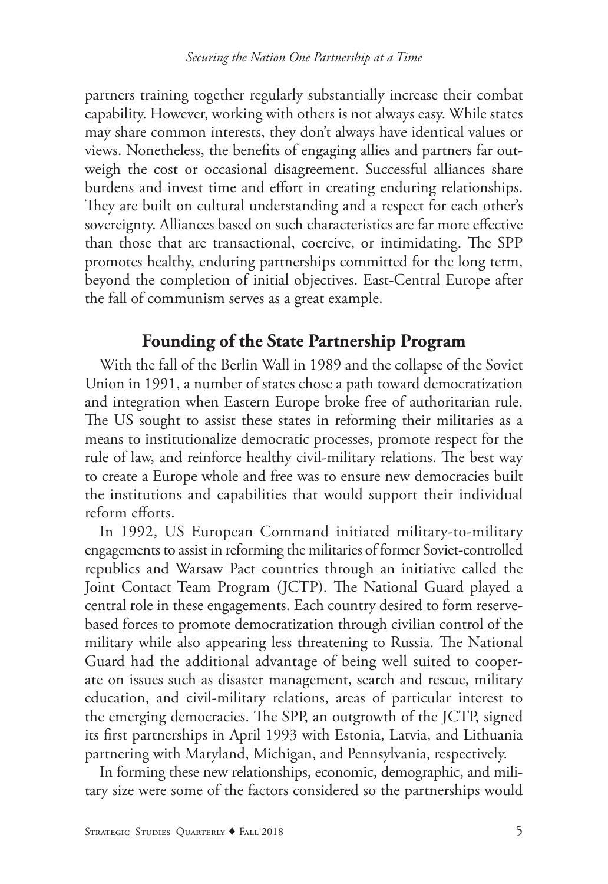partners training together regularly substantially increase their combat capability. However, working with others is not always easy. While states may share common interests, they don't always have identical values or views. Nonetheless, the benefits of engaging allies and partners far outweigh the cost or occasional disagreement. Successful alliances share burdens and invest time and effort in creating enduring relationships. They are built on cultural understanding and a respect for each other's sovereignty. Alliances based on such characteristics are far more effective than those that are transactional, coercive, or intimidating. The SPP promotes healthy, enduring partnerships committed for the long term, beyond the completion of initial objectives. East-Central Europe after the fall of communism serves as a great example.

## Founding of the State Partnership Program

With the fall of the Berlin Wall in 1989 and the collapse of the Soviet Union in 1991, a number of states chose a path toward democratization and integration when Eastern Europe broke free of authoritarian rule. The US sought to assist these states in reforming their militaries as a means to institutionalize democratic processes, promote respect for the rule of law, and reinforce healthy civil-military relations. The best way to create a Europe whole and free was to ensure new democracies built the institutions and capabilities that would support their individual reform efforts.

In 1992, US European Command initiated military-to-military engagements to assist in reforming the militaries of former Soviet-controlled republics and Warsaw Pact countries through an initiative called the Joint Contact Team Program (JCTP). The National Guard played a central role in these engagements. Each country desired to form reserve-based forces to promote democratization through civilian control of the military while also appearing less threatening to Russia. The National Guard had the additional advantage of being well suited to cooperate on issues such as disaster management, search and rescue, military education, and civil-military relations, areas of particular interest to the emerging democracies. The SPP, an outgrowth of the JCTP, signed its first partnerships in April 1993 with Estonia, Latvia, and Lithuania partnering with Maryland, Michigan, and Pennsylvania, respectively.

In forming these new relationships, economic, demographic, and military size were some of the factors considered so the partnerships would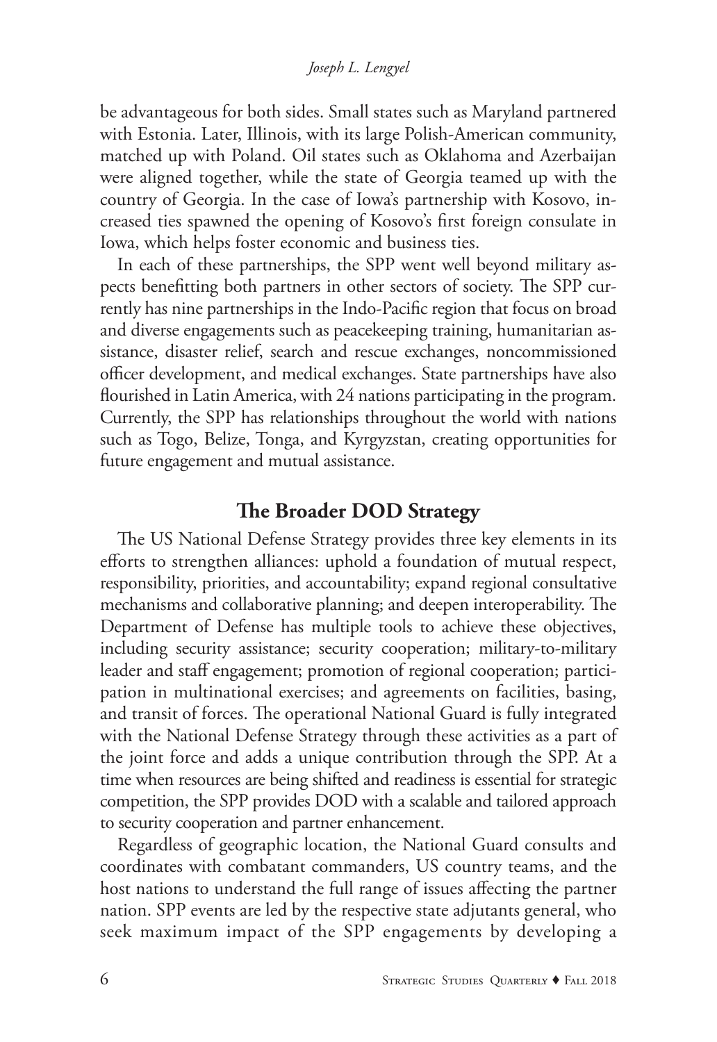be advantageous for both sides. Small states such as Maryland partnered with Estonia. Later, Illinois, with its large Polish-American community, matched up with Poland. Oil states such as Oklahoma and Azerbaijan were aligned together, while the state of Georgia teamed up with the country of Georgia. In the case of Iowa's partnership with Kosovo, increased ties spawned the opening of Kosovo's first foreign consulate in Iowa, which helps foster economic and business ties.

In each of these partnerships, the SPP went well beyond military aspects benefitting both partners in other sectors of society. The SPP currently has nine partnerships in the Indo-Pacific region that focus on broad and diverse engagements such as peacekeeping training, humanitarian assistance, disaster relief, search and rescue exchanges, noncommissioned officer development, and medical exchanges. State partnerships have also flourished in Latin America, with 24 nations participating in the program. Currently, the SPP has relationships throughout the world with nations such as Togo, Belize, Tonga, and Kyrgyzstan, creating opportunities for future engagement and mutual assistance.

## The Broader DOD Strategy

The US National Defense Strategy provides three key elements in its efforts to strengthen alliances: uphold a foundation of mutual respect, responsibility, priorities, and accountability; expand regional consultative mechanisms and collaborative planning; and deepen interoperability. The Department of Defense has multiple tools to achieve these objectives, including security assistance; security cooperation; military-to-military leader and staff engagement; promotion of regional cooperation; participation in multinational exercises; and agreements on facilities, basing, and transit of forces. The operational National Guard is fully integrated with the National Defense Strategy through these activities as a part of the joint force and adds a unique contribution through the SPP. At a time when resources are being shifted and readiness is essential for strategic competition, the SPP provides DOD with a scalable and tailored approach to security cooperation and partner enhancement.

Regardless of geographic location, the National Guard consults and coordinates with combatant commanders, US country teams, and the host nations to understand the full range of issues affecting the partner nation. SPP events are led by the respective state adjutants general, who seek maximum impact of the SPP engagements by developing a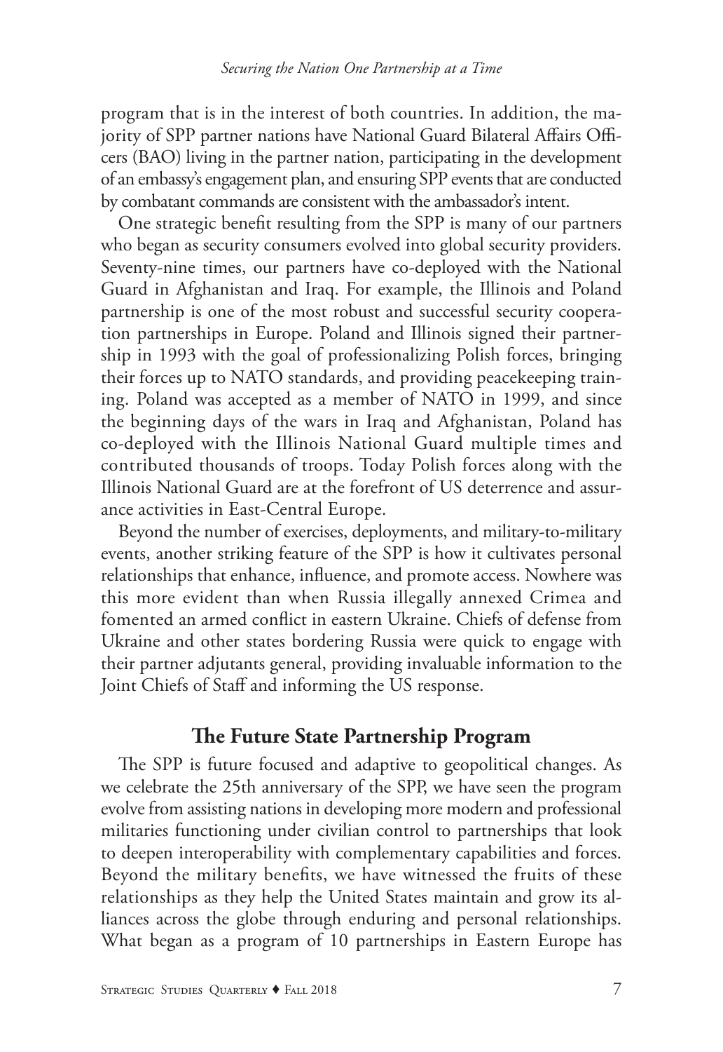program that is in the interest of both countries. In addition, the majority of SPP partner nations have National Guard Bilateral Affairs Officers (BAO) living in the partner nation, participating in the development of an embassy's engagement plan, and ensuring SPP events that are conducted by combatant commands are consistent with the ambassador's intent.

One strategic benefit resulting from the SPP is many of our partners who began as security consumers evolved into global security providers. Seventy-nine times, our partners have co-deployed with the National Guard in Afghanistan and Iraq. For example, the Illinois and Poland partnership is one of the most robust and successful security cooperation partnerships in Europe. Poland and Illinois signed their partnership in 1993 with the goal of professionalizing Polish forces, bringing their forces up to NATO standards, and providing peacekeeping training. Poland was accepted as a member of NATO in 1999, and since the beginning days of the wars in Iraq and Afghanistan, Poland has co-deployed with the Illinois National Guard multiple times and contributed thousands of troops. Today Polish forces along with the Illinois National Guard are at the forefront of US deterrence and assurance activities in East-Central Europe.

Beyond the number of exercises, deployments, and military-to-military events, another striking feature of the SPP is how it cultivates personal relationships that enhance, influence, and promote access. Nowhere was this more evident than when Russia illegally annexed Crimea and fomented an armed conflict in eastern Ukraine. Chiefs of defense from Ukraine and other states bordering Russia were quick to engage with their partner adjutants general, providing invaluable information to the Joint Chiefs of Staff and informing the US response.

## The Future State Partnership Program

The SPP is future focused and adaptive to geopolitical changes. As we celebrate the 25th anniversary of the SPP, we have seen the program evolve from assisting nations in developing more modern and professional militaries functioning under civilian control to partnerships that look to deepen interoperability with complementary capabilities and forces. Beyond the military benefits, we have witnessed the fruits of these relationships as they help the United States maintain and grow its alliances across the globe through enduring and personal relationships. What began as a program of 10 partnerships in Eastern Europe has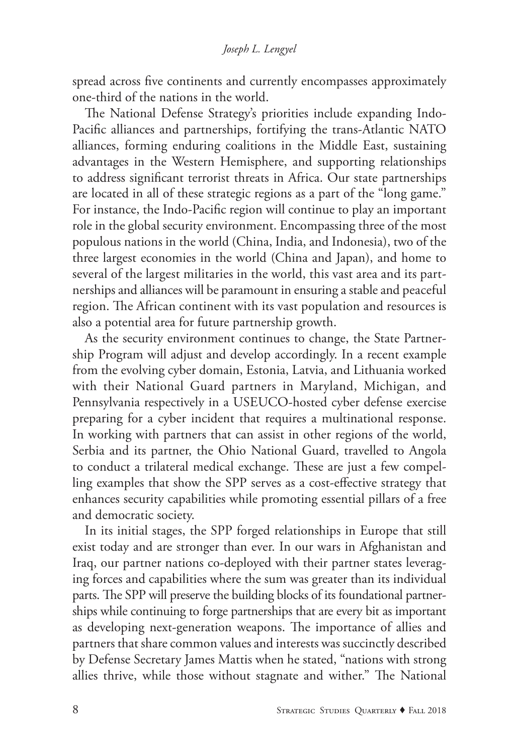spread across five continents and currently encompasses approximately one-third of the nations in the world.

The National Defense Strategy's priorities include expanding Indo-Pacific alliances and partnerships, fortifying the trans-Atlantic NATO alliances, forming enduring coalitions in the Middle East, sustaining advantages in the Western Hemisphere, and supporting relationships to address significant terrorist threats in Africa. Our state partnerships are located in all of these strategic regions as a part of the "long game." For instance, the Indo-Pacific region will continue to play an important role in the global security environment. Encompassing three of the most populous nations in the world (China, India, and Indonesia), two of the three largest economies in the world (China and Japan), and home to several of the largest militaries in the world, this vast area and its partnerships and alliances will be paramount in ensuring a stable and peaceful region. The African continent with its vast population and resources is also a potential area for future partnership growth.

As the security environment continues to change, the State Partnership Program will adjust and develop accordingly. In a recent example from the evolving cyber domain, Estonia, Latvia, and Lithuania worked with their National Guard partners in Maryland, Michigan, and Pennsylvania respectively in a USEUCO-hosted cyber defense exercise preparing for a cyber incident that requires a multinational response. In working with partners that can assist in other regions of the world, Serbia and its partner, the Ohio National Guard, travelled to Angola to conduct a trilateral medical exchange. These are just a few compelling examples that show the SPP serves as a cost-effective strategy that enhances security capabilities while promoting essential pillars of a free and democratic society.

In its initial stages, the SPP forged relationships in Europe that still exist today and are stronger than ever. In our wars in Afghanistan and Iraq, our partner nations co-deployed with their partner states leveraging forces and capabilities where the sum was greater than its individual parts. The SPP will preserve the building blocks of its foundational partnerships while continuing to forge partnerships that are every bit as important as developing next-generation weapons. The importance of allies and partners that share common values and interests was succinctly described by Defense Secretary James Mattis when he stated, "nations with strong allies thrive, while those without stagnate and wither." The National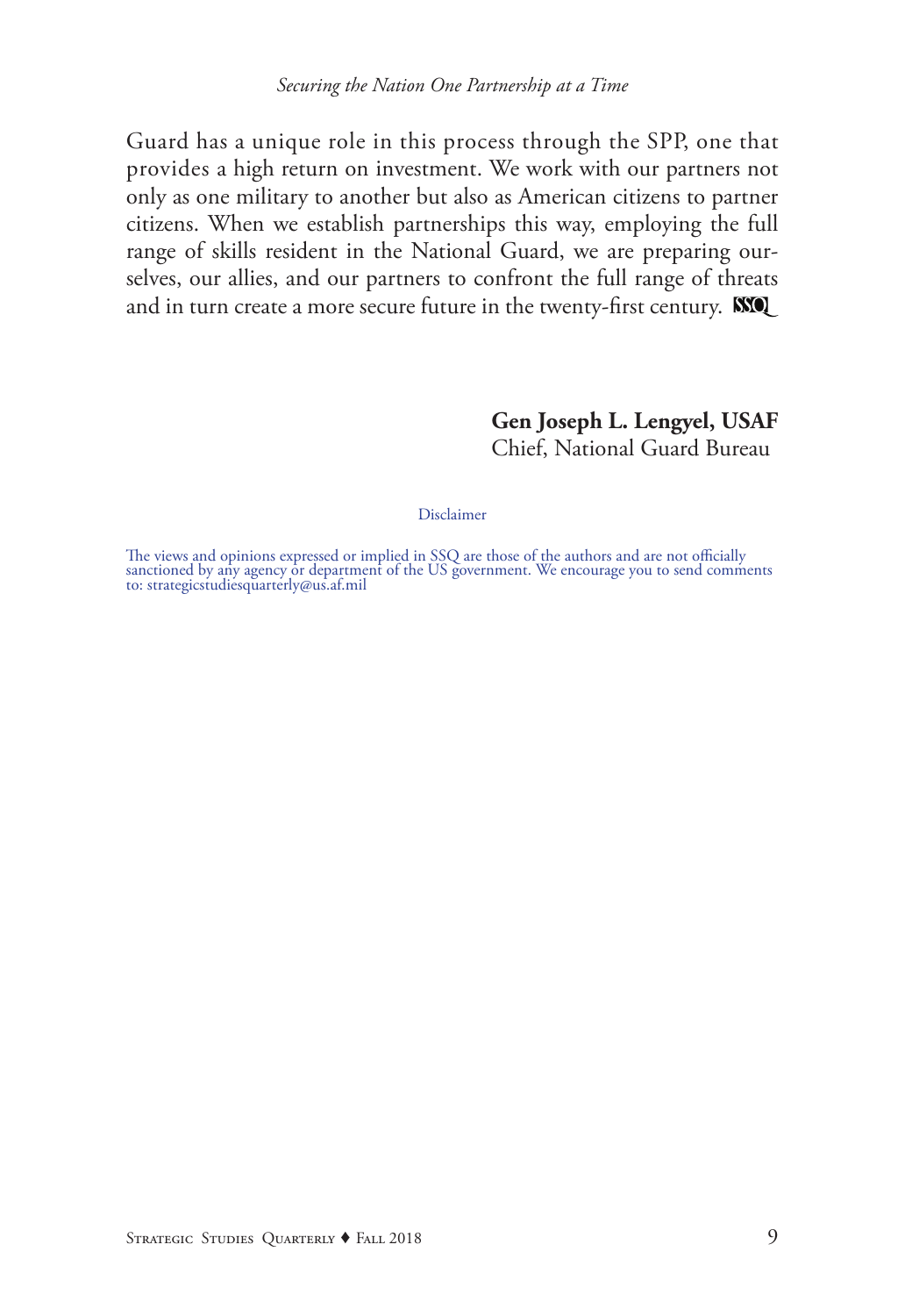Guard has a unique role in this process through the SPP, one that provides a high return on investment. We work with our partners not only as one military to another but also as American citizens to partner citizens. When we establish partnerships this way, employing the full range of skills resident in the National Guard, we are preparing ourselves, our allies, and our partners to confront the full range of threats and in turn create a more secure future in the twenty-first century. SSQ

**Gen Joseph L. Lengyel, USAF**
Chief, National Guard Bureau

Disclaimer

The views and opinions expressed or implied in SSQ are those of the authors and are not officially sanctioned by any agency or department of the US government. We encourage you to send comments to: strategicstudiesquarterly@us.af.mil